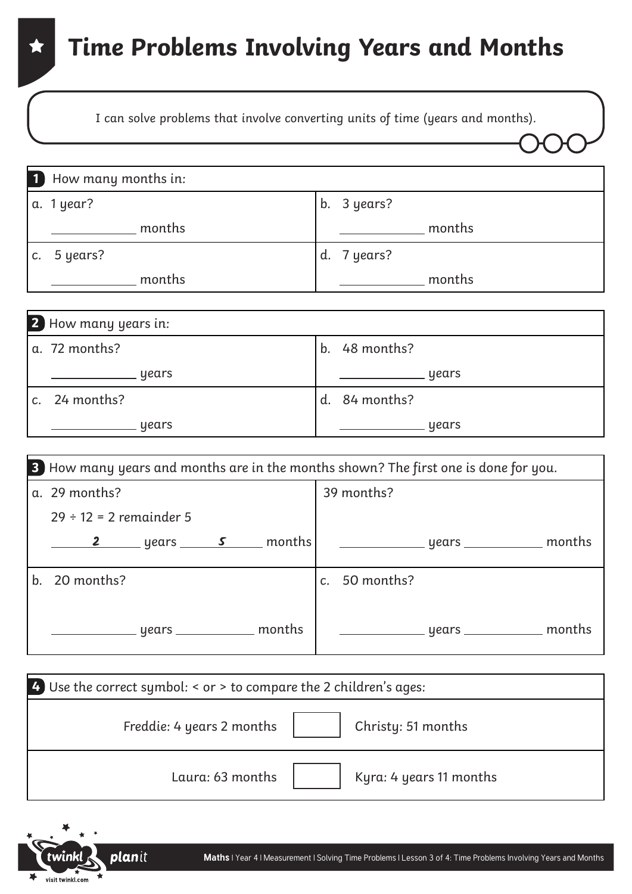# Time Problems Involving Years and Months

I can solve problems that involve converting units of time (years and months).

**1** How many months in:

| | |
|---|---|
| a. 1 year? ____________ months | b. 3 years? ____________ months |
| c. 5 years? ____________ months | d. 7 years? ____________ months |

**2** How many years in:

| | |
|---|---|
| a. 72 months? ____________ years | b. 48 months? ____________ years |
| c. 24 months? ____________ years | d. 84 months? ____________ years |

**3** How many years and months are in the months shown? The first one is done for you.

| | |
|---|---|
| a. 29 months? $29 \div 12 = 2$ remainder 5 ___2___ years ___5___ months | 39 months? ____________ years ____________ months |
| b. 20 months? ____________ years ____________ months | c. 50 months? ____________ years ____________ months |

**4** Use the correct symbol: < or > to compare the 2 children's ages:

| | | |
|---|---|---|
| Freddie: 4 years 2 months | ☐ | Christy: 51 months |
| Laura: 63 months | ☐ | Kyra: 4 years 11 months |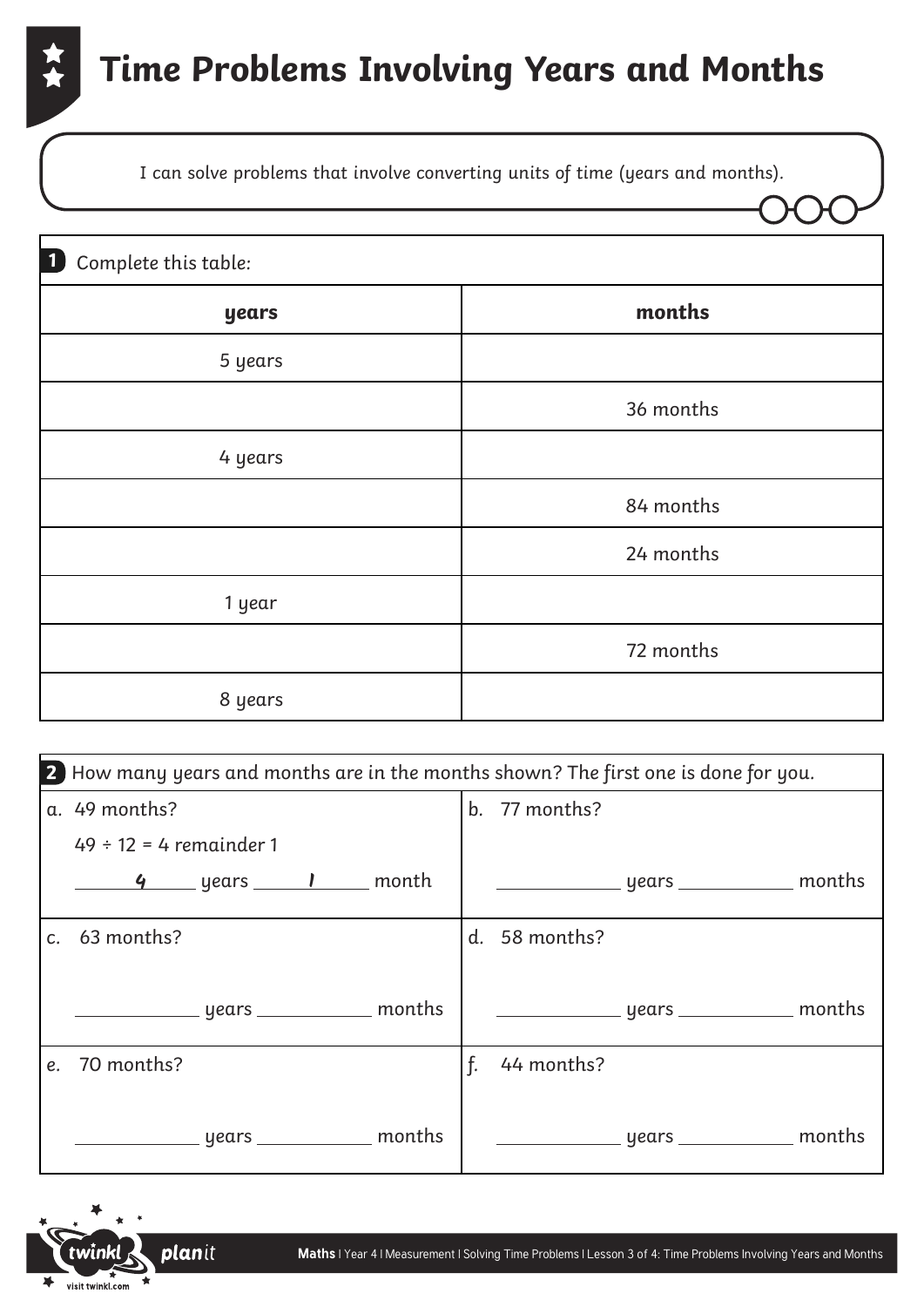# Time Problems Involving Years and Months

I can solve problems that involve converting units of time (years and months).

**1** Complete this table:

| **years** | **months** |
|---|---|
| 5 years | |
| | 36 months |
| 4 years | |
| | 84 months |
| | 24 months |
| 1 year | |
| | 72 months |
| 8 years | |

**2** How many years and months are in the months shown? The first one is done for you.

a. 49 months?

$49 \div 12 = 4$ remainder 1

4 years 1 month

b. 77 months?

______ years ______ months

c. 63 months?

______ years ______ months

d. 58 months?

______ years ______ months

e. 70 months?

______ years ______ months

f. 44 months?

______ years ______ months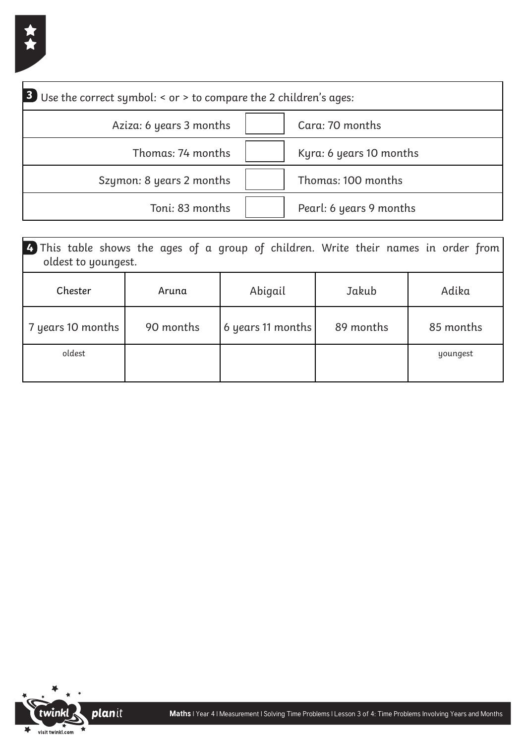**3** Use the correct symbol: < or > to compare the 2 children's ages:

| | | |
|---|---|---|
| Aziza: 6 years 3 months | | Cara: 70 months |
| Thomas: 74 months | | Kyra: 6 years 10 months |
| Szymon: 8 years 2 months | | Thomas: 100 months |
| Toni: 83 months | | Pearl: 6 years 9 months |

**4** This table shows the ages of a group of children. Write their names in order from oldest to youngest.

| Chester | Aruna | Abigail | Jakub | Adika |
|---|---|---|---|---|
| 7 years 10 months | 90 months | 6 years 11 months | 89 months | 85 months |
| oldest | | | | youngest |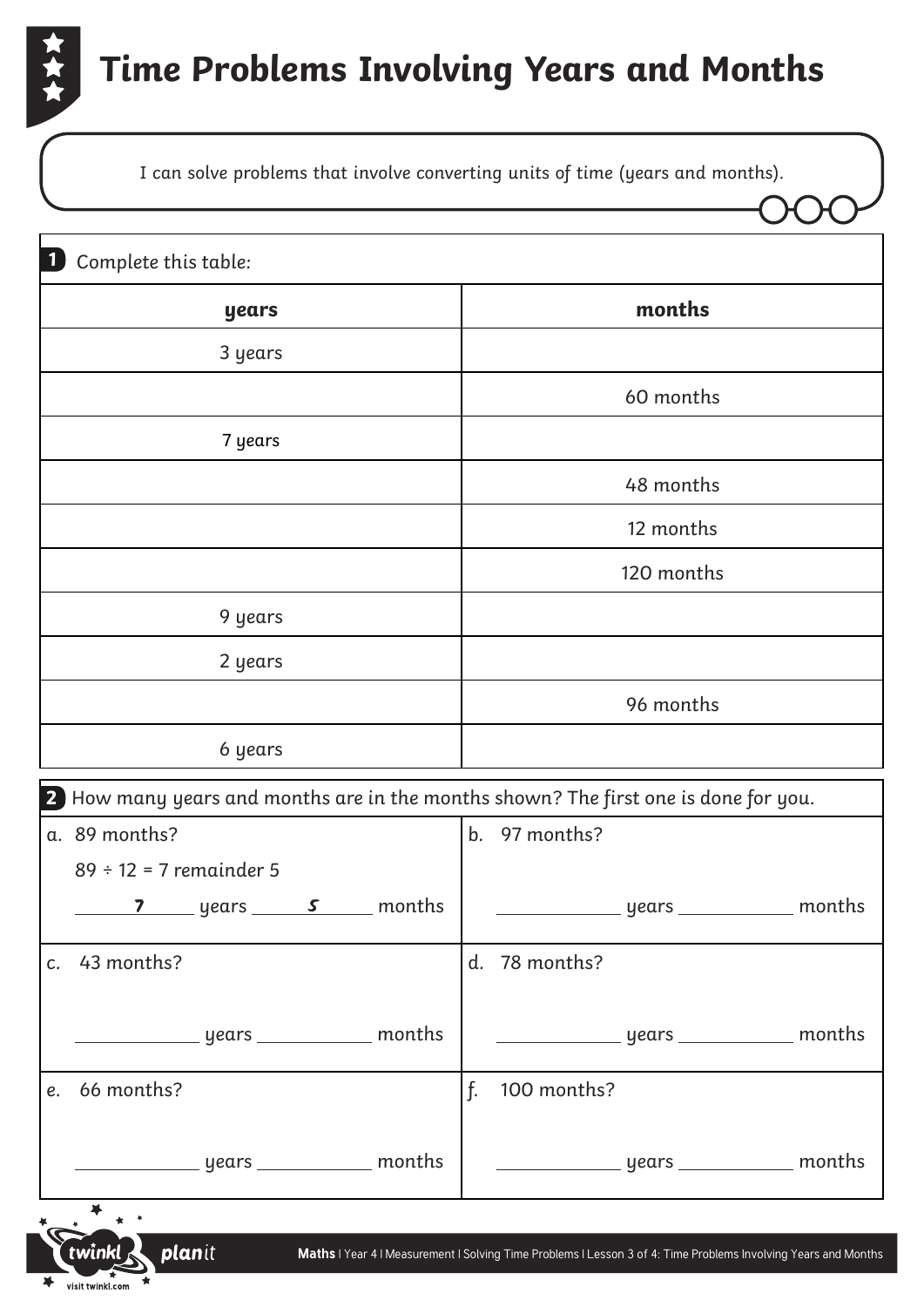# Time Problems Involving Years and Months

I can solve problems that involve converting units of time (years and months).

**1** Complete this table:

| **years** | **months** |
| --- | --- |
| 3 years | |
| | 60 months |
| 7 years | |
| | 48 months |
| | 12 months |
| | 120 months |
| 9 years | |
| 2 years | |
| | 96 months |
| 6 years | |

**2** How many years and months are in the months shown? The first one is done for you.

a. 89 months?

89 ÷ 12 = 7 remainder 5

___7___ years ___5___ months

b. 97 months?

________ years ________ months

c. 43 months?

________ years ________ months

d. 78 months?

________ years ________ months

e. 66 months?

________ years ________ months

f. 100 months?

________ years ________ months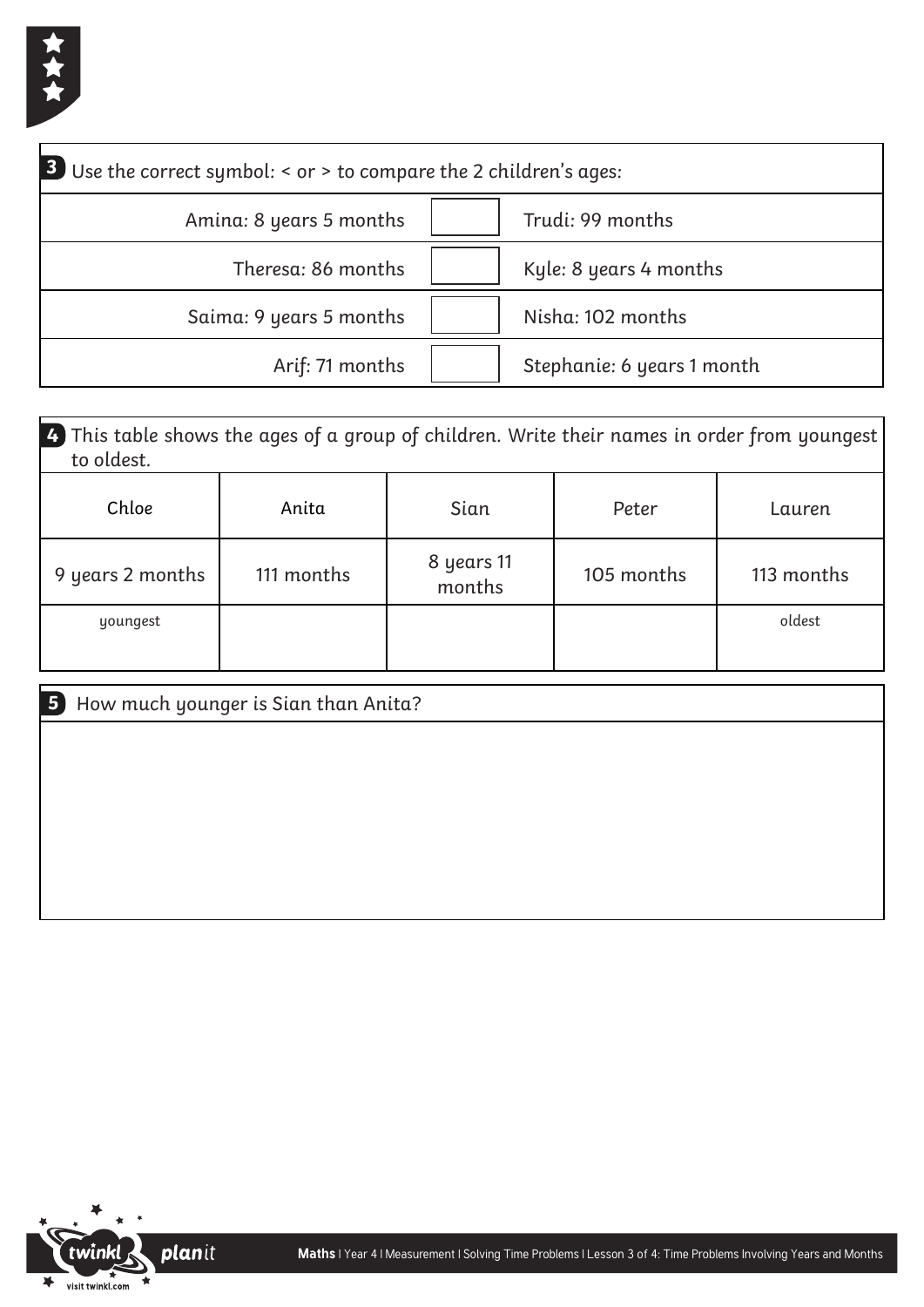**3** Use the correct symbol: < or > to compare the 2 children's ages:

| | | |
|---|---|---|
| Amina: 8 years 5 months | | Trudi: 99 months |
| Theresa: 86 months | | Kyle: 8 years 4 months |
| Saima: 9 years 5 months | | Nisha: 102 months |
| Arif: 71 months | | Stephanie: 6 years 1 month |

**4** This table shows the ages of a group of children. Write their names in order from youngest to oldest.

| Chloe | Anita | Sian | Peter | Lauren |
|---|---|---|---|---|
| 9 years 2 months | 111 months | 8 years 11 months | 105 months | 113 months |
| youngest | | | | oldest |

**5** How much younger is Sian than Anita?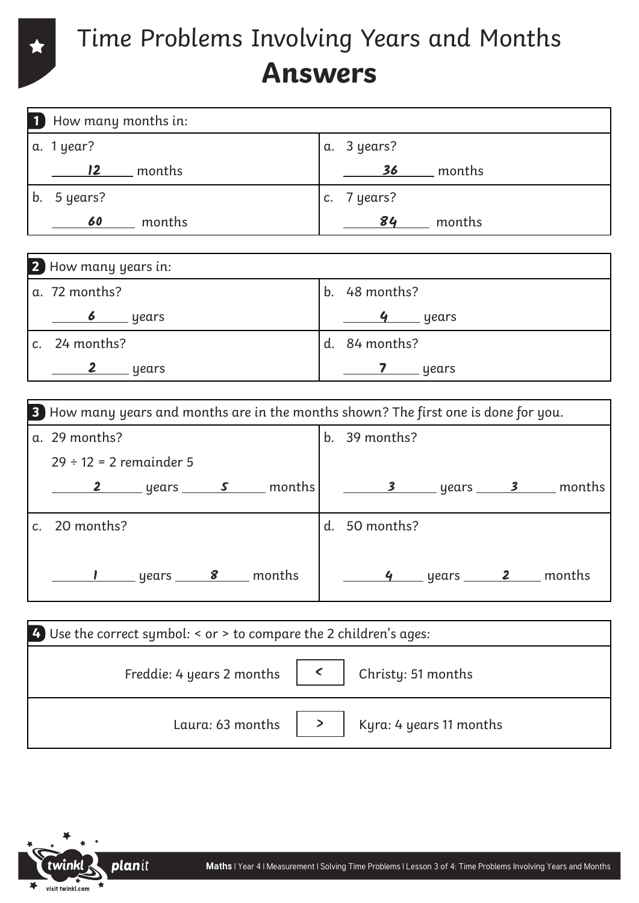# Time Problems Involving Years and Months

## Answers

**1** How many months in:

| | |
|---|---|
| a. 1 year?<br>**12** months | a. 3 years?<br>**36** months |
| b. 5 years?<br>**60** months | c. 7 years?<br>**84** months |

**2** How many years in:

| | |
|---|---|
| a. 72 months?<br>**6** years | b. 48 months?<br>**4** years |
| c. 24 months?<br>**2** years | d. 84 months?<br>**7** years |

**3** How many years and months are in the months shown? The first one is done for you.

| | |
|---|---|
| a. 29 months?<br>29 ÷ 12 = 2 remainder 5<br>**2** years **5** months | b. 39 months?<br>**3** years **3** months |
| c. 20 months?<br>**1** years **8** months | d. 50 months?<br>**4** years **2** months |

**4** Use the correct symbol: < or > to compare the 2 children's ages:

| | | |
|---|---|---|
| Freddie: 4 years 2 months | **<** | Christy: 51 months |
| Laura: 63 months | **>** | Kyra: 4 years 11 months |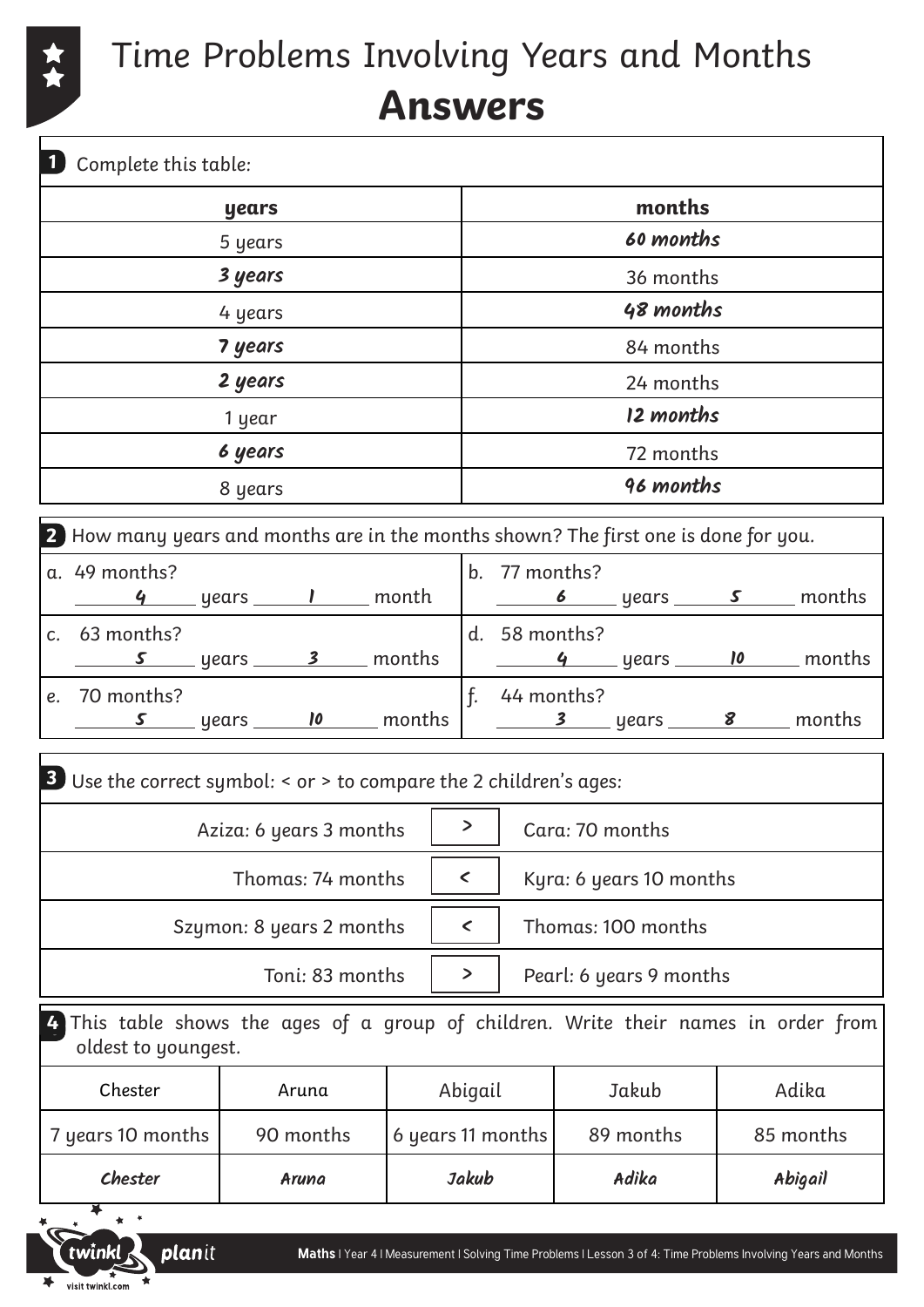# Time Problems Involving Years and Months

## Answers

**1** Complete this table:

| years | months |
|---|---|
| 5 years | *60 months* |
| *3 years* | 36 months |
| 4 years | *48 months* |
| *7 years* | 84 months |
| *2 years* | 24 months |
| 1 year | *12 months* |
| *6 years* | 72 months |
| 8 years | *96 months* |

**2** How many years and months are in the months shown? The first one is done for you.

| | |
|---|---|
| a. 49 months? *4* years *1* month | b. 77 months? *6* years *5* months |
| c. 63 months? *5* years *3* months | d. 58 months? *4* years *10* months |
| e. 70 months? *5* years *10* months | f. 44 months? *3* years *8* months |

**3** Use the correct symbol: < or > to compare the 2 children's ages:

| | | |
|---|---|---|
| Aziza: 6 years 3 months | *>* | Cara: 70 months |
| Thomas: 74 months | *<* | Kyra: 6 years 10 months |
| Szymon: 8 years 2 months | *<* | Thomas: 100 months |
| Toni: 83 months | *>* | Pearl: 6 years 9 months |

**4** This table shows the ages of a group of children. Write their names in order from oldest to youngest.

| Chester | Aruna | Abigail | Jakub | Adika |
|---|---|---|---|---|
| 7 years 10 months | 90 months | 6 years 11 months | 89 months | 85 months |
| *Chester* | *Aruna* | *Jakub* | *Adika* | *Abigail* |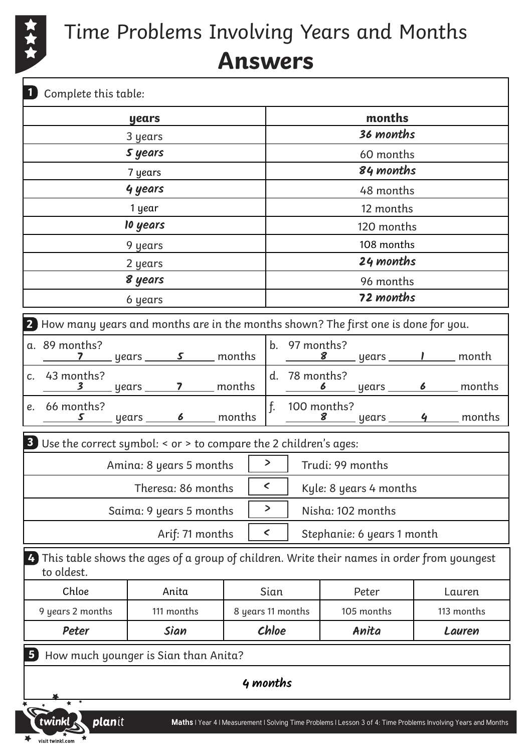# Time Problems Involving Years and Months

## Answers

**1** Complete this table:

| years | months |
| --- | --- |
| 3 years | *36 months* |
| *5 years* | 60 months |
| 7 years | *84 months* |
| *4 years* | 48 months |
| 1 year | 12 months |
| *10 years* | 120 months |
| 9 years | 108 months |
| 2 years | *24 months* |
| *8 years* | 96 months |
| 6 years | *72 months* |

**2** How many years and months are in the months shown? The first one is done for you.

| | |
| --- | --- |
| a. 89 months? *7* years *5* months | b. 97 months? *8* years *1* month |
| c. 43 months? *3* years *7* months | d. 78 months? *6* years *6* months |
| e. 66 months? *5* years *6* months | f. 100 months? *8* years *4* months |

**3** Use the correct symbol: < or > to compare the 2 children's ages:

| | | |
| --- | --- | --- |
| Amina: 8 years 5 months | *>* | Trudi: 99 months |
| Theresa: 86 months | *<* | Kyle: 8 years 4 months |
| Saima: 9 years 5 months | *>* | Nisha: 102 months |
| Arif: 71 months | *<* | Stephanie: 6 years 1 month |

**4** This table shows the ages of a group of children. Write their names in order from youngest to oldest.

| Chloe | Anita | Sian | Peter | Lauren |
| --- | --- | --- | --- | --- |
| 9 years 2 months | 111 months | 8 years 11 months | 105 months | 113 months |
| *Peter* | *Sian* | *Chloe* | *Anita* | *Lauren* |

**5** How much younger is Sian than Anita?

*4 months*